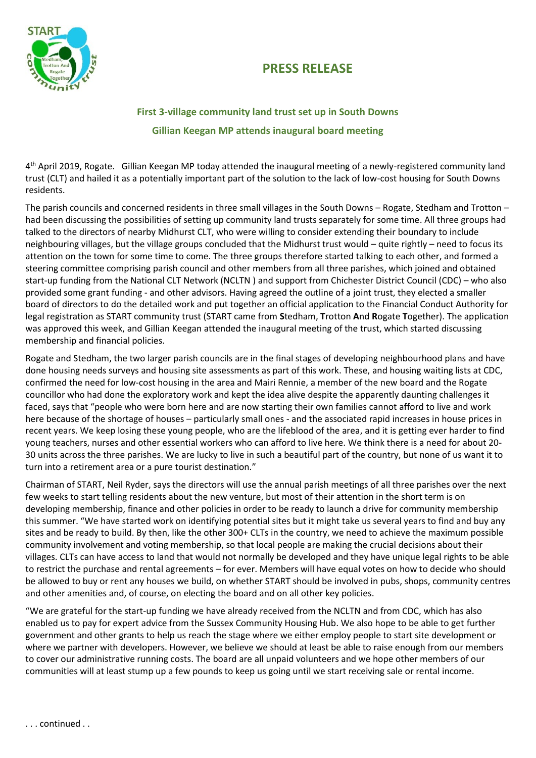# PRESS RELEASE

## First 3-village community land trust set up in South Downs

### Gillian Keegan MP attends inaugural board meeting

4th April 2019, Rogate. Gillian Keegan MP today attended the inaugural meeting of a newly-registered community land trust (CLT) and hailed it as a potentially important part of the solution to the lack of low-cost housing for South Downs residents.

The parish councils and concerned residents in three small villages in the South Downs – Rogate, Stedham and Trotton – had been discussing the possibilities of setting up community land trusts separately for some time. All three groups had talked to the directors of nearby Midhurst CLT, who were willing to consider extending their boundary to include neighbouring villages, but the village groups concluded that the Midhurst trust would – quite rightly – need to focus its attention on the town for some time to come. The three groups therefore started talking to each other, and formed a steering committee comprising parish council and other members from all three parishes, which joined and obtained start-up funding from the National CLT Network (NCLTN ) and support from Chichester District Council (CDC) – who also provided some grant funding - and other advisors. Having agreed the outline of a joint trust, they elected a smaller board of directors to do the detailed work and put together an official application to the Financial Conduct Authority for legal registration as START community trust (START came from **S**tedham, **T**rotton **A**nd **R**ogate **T**ogether). The application was approved this week, and Gillian Keegan attended the inaugural meeting of the trust, which started discussing membership and financial policies.

Rogate and Stedham, the two larger parish councils are in the final stages of developing neighbourhood plans and have done housing needs surveys and housing site assessments as part of this work. These, and housing waiting lists at CDC, confirmed the need for low-cost housing in the area and Mairi Rennie, a member of the new board and the Rogate councillor who had done the exploratory work and kept the idea alive despite the apparently daunting challenges it faced, says that "people who were born here and are now starting their own families cannot afford to live and work here because of the shortage of houses – particularly small ones - and the associated rapid increases in house prices in recent years. We keep losing these young people, who are the lifeblood of the area, and it is getting ever harder to find young teachers, nurses and other essential workers who can afford to live here. We think there is a need for about 20-30 units across the three parishes. We are lucky to live in such a beautiful part of the country, but none of us want it to turn into a retirement area or a pure tourist destination."

Chairman of START, Neil Ryder, says the directors will use the annual parish meetings of all three parishes over the next few weeks to start telling residents about the new venture, but most of their attention in the short term is on developing membership, finance and other policies in order to be ready to launch a drive for community membership this summer. "We have started work on identifying potential sites but it might take us several years to find and buy any sites and be ready to build. By then, like the other 300+ CLTs in the country, we need to achieve the maximum possible community involvement and voting membership, so that local people are making the crucial decisions about their villages. CLTs can have access to land that would not normally be developed and they have unique legal rights to be able to restrict the purchase and rental agreements – for ever. Members will have equal votes on how to decide who should be allowed to buy or rent any houses we build, on whether START should be involved in pubs, shops, community centres and other amenities and, of course, on electing the board and on all other key policies.

"We are grateful for the start-up funding we have already received from the NCLTN and from CDC, which has also enabled us to pay for expert advice from the Sussex Community Housing Hub. We also hope to be able to get further government and other grants to help us reach the stage where we either employ people to start site development or where we partner with developers. However, we believe we should at least be able to raise enough from our members to cover our administrative running costs. The board are all unpaid volunteers and we hope other members of our communities will at least stump up a few pounds to keep us going until we start receiving sale or rental income.

. . . continued . .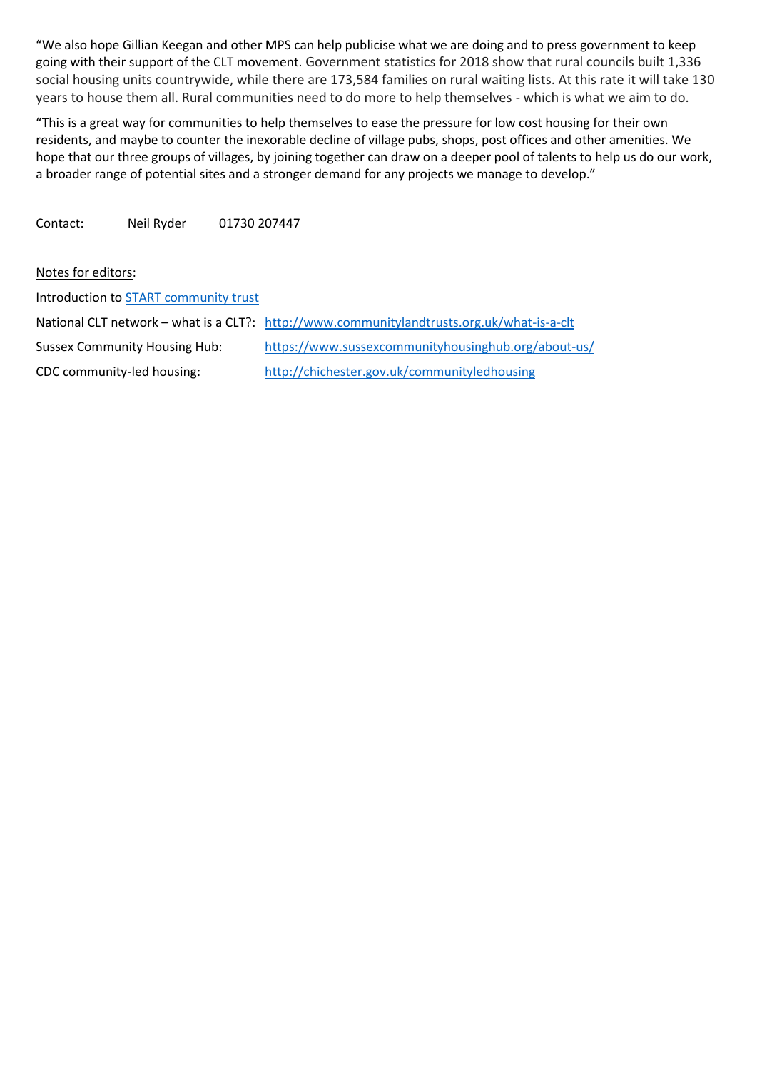"We also hope Gillian Keegan and other MPS can help publicise what we are doing and to press government to keep going with their support of the CLT movement. Government statistics for 2018 show that rural councils built 1,336 social housing units countrywide, while there are 173,584 families on rural waiting lists. At this rate it will take 130 years to house them all. Rural communities need to do more to help themselves - which is what we aim to do.

"This is a great way for communities to help themselves to ease the pressure for low cost housing for their own residents, and maybe to counter the inexorable decline of village pubs, shops, post offices and other amenities. We hope that our three groups of villages, by joining together can draw on a deeper pool of talents to help us do our work, a broader range of potential sites and a stronger demand for any projects we manage to develop."

Contact: Neil Ryder 01730 207447

Notes for editors:

Introduction to START community trust

National CLT network – what is a CLT?: http://www.communitylandtrusts.org.uk/what-is-a-clt

Sussex Community Housing Hub: https://www.sussexcommunityhousinghub.org/about-us/

CDC community-led housing: http://chichester.gov.uk/communityledhousing